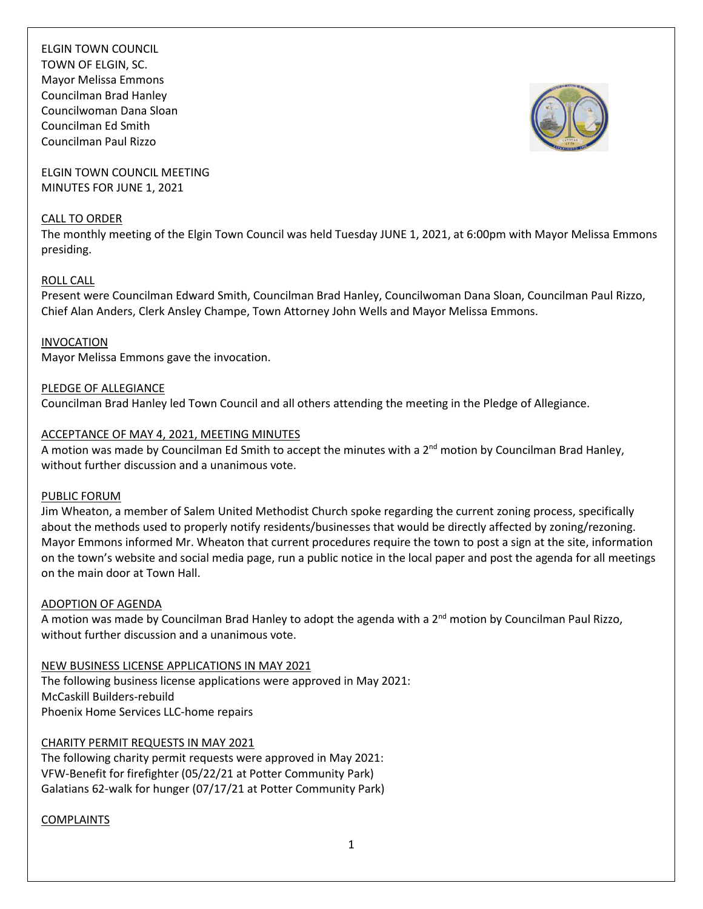ELGIN TOWN COUNCIL
TOWN OF ELGIN, SC.
Mayor Melissa Emmons
Councilman Brad Hanley
Councilwoman Dana Sloan
Councilman Ed Smith
Councilman Paul Rizzo

ELGIN TOWN COUNCIL MEETING
MINUTES FOR JUNE 1, 2021

## CALL TO ORDER

The monthly meeting of the Elgin Town Council was held Tuesday JUNE 1, 2021, at 6:00pm with Mayor Melissa Emmons presiding.

## ROLL CALL

Present were Councilman Edward Smith, Councilman Brad Hanley, Councilwoman Dana Sloan, Councilman Paul Rizzo, Chief Alan Anders, Clerk Ansley Champe, Town Attorney John Wells and Mayor Melissa Emmons.

## INVOCATION

Mayor Melissa Emmons gave the invocation.

## PLEDGE OF ALLEGIANCE

Councilman Brad Hanley led Town Council and all others attending the meeting in the Pledge of Allegiance.

## ACCEPTANCE OF MAY 4, 2021, MEETING MINUTES

A motion was made by Councilman Ed Smith to accept the minutes with a 2nd motion by Councilman Brad Hanley, without further discussion and a unanimous vote.

## PUBLIC FORUM

Jim Wheaton, a member of Salem United Methodist Church spoke regarding the current zoning process, specifically about the methods used to properly notify residents/businesses that would be directly affected by zoning/rezoning. Mayor Emmons informed Mr. Wheaton that current procedures require the town to post a sign at the site, information on the town's website and social media page, run a public notice in the local paper and post the agenda for all meetings on the main door at Town Hall.

## ADOPTION OF AGENDA

A motion was made by Councilman Brad Hanley to adopt the agenda with a 2nd motion by Councilman Paul Rizzo, without further discussion and a unanimous vote.

## NEW BUSINESS LICENSE APPLICATIONS IN MAY 2021

The following business license applications were approved in May 2021:
McCaskill Builders-rebuild
Phoenix Home Services LLC-home repairs

## CHARITY PERMIT REQUESTS IN MAY 2021

The following charity permit requests were approved in May 2021:
VFW-Benefit for firefighter (05/22/21 at Potter Community Park)
Galatians 62-walk for hunger (07/17/21 at Potter Community Park)

## COMPLAINTS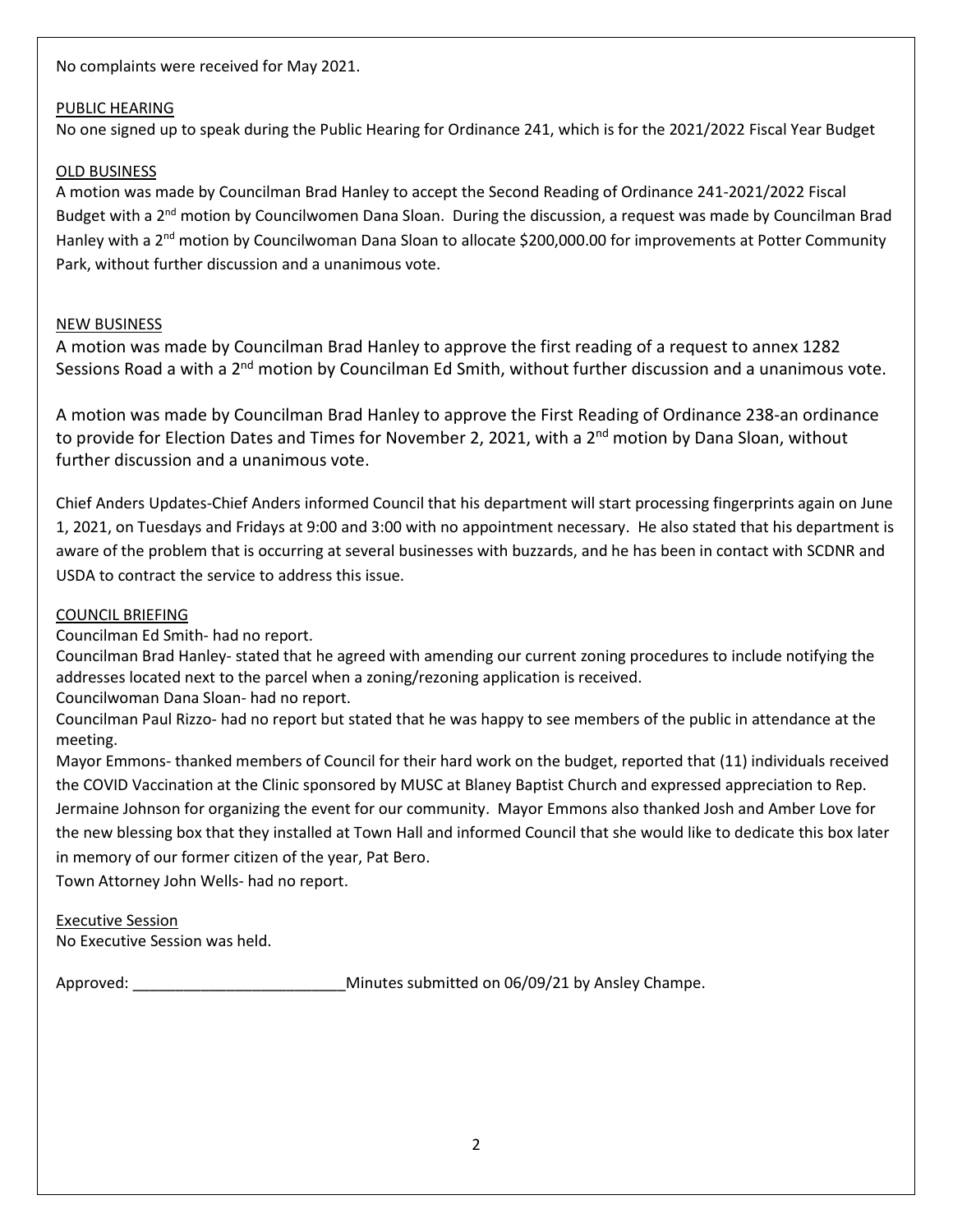No complaints were received for May 2021.

PUBLIC HEARING

No one signed up to speak during the Public Hearing for Ordinance 241, which is for the 2021/2022 Fiscal Year Budget

OLD BUSINESS

A motion was made by Councilman Brad Hanley to accept the Second Reading of Ordinance 241-2021/2022 Fiscal Budget with a 2nd motion by Councilwomen Dana Sloan. During the discussion, a request was made by Councilman Brad Hanley with a 2nd motion by Councilwoman Dana Sloan to allocate $200,000.00 for improvements at Potter Community Park, without further discussion and a unanimous vote.

NEW BUSINESS

A motion was made by Councilman Brad Hanley to approve the first reading of a request to annex 1282 Sessions Road a with a 2nd motion by Councilman Ed Smith, without further discussion and a unanimous vote.

A motion was made by Councilman Brad Hanley to approve the First Reading of Ordinance 238-an ordinance to provide for Election Dates and Times for November 2, 2021, with a 2nd motion by Dana Sloan, without further discussion and a unanimous vote.

Chief Anders Updates-Chief Anders informed Council that his department will start processing fingerprints again on June 1, 2021, on Tuesdays and Fridays at 9:00 and 3:00 with no appointment necessary. He also stated that his department is aware of the problem that is occurring at several businesses with buzzards, and he has been in contact with SCDNR and USDA to contract the service to address this issue.

COUNCIL BRIEFING

Councilman Ed Smith- had no report.

Councilman Brad Hanley- stated that he agreed with amending our current zoning procedures to include notifying the addresses located next to the parcel when a zoning/rezoning application is received.

Councilwoman Dana Sloan- had no report.

Councilman Paul Rizzo- had no report but stated that he was happy to see members of the public in attendance at the meeting.

Mayor Emmons- thanked members of Council for their hard work on the budget, reported that (11) individuals received the COVID Vaccination at the Clinic sponsored by MUSC at Blaney Baptist Church and expressed appreciation to Rep. Jermaine Johnson for organizing the event for our community. Mayor Emmons also thanked Josh and Amber Love for the new blessing box that they installed at Town Hall and informed Council that she would like to dedicate this box later in memory of our former citizen of the year, Pat Bero.

Town Attorney John Wells- had no report.

Executive Session

No Executive Session was held.

Approved: \_\_\_\_\_\_\_\_\_\_\_\_\_\_\_\_\_\_\_\_\_\_\_\_\_ Minutes submitted on 06/09/21 by Ansley Champe.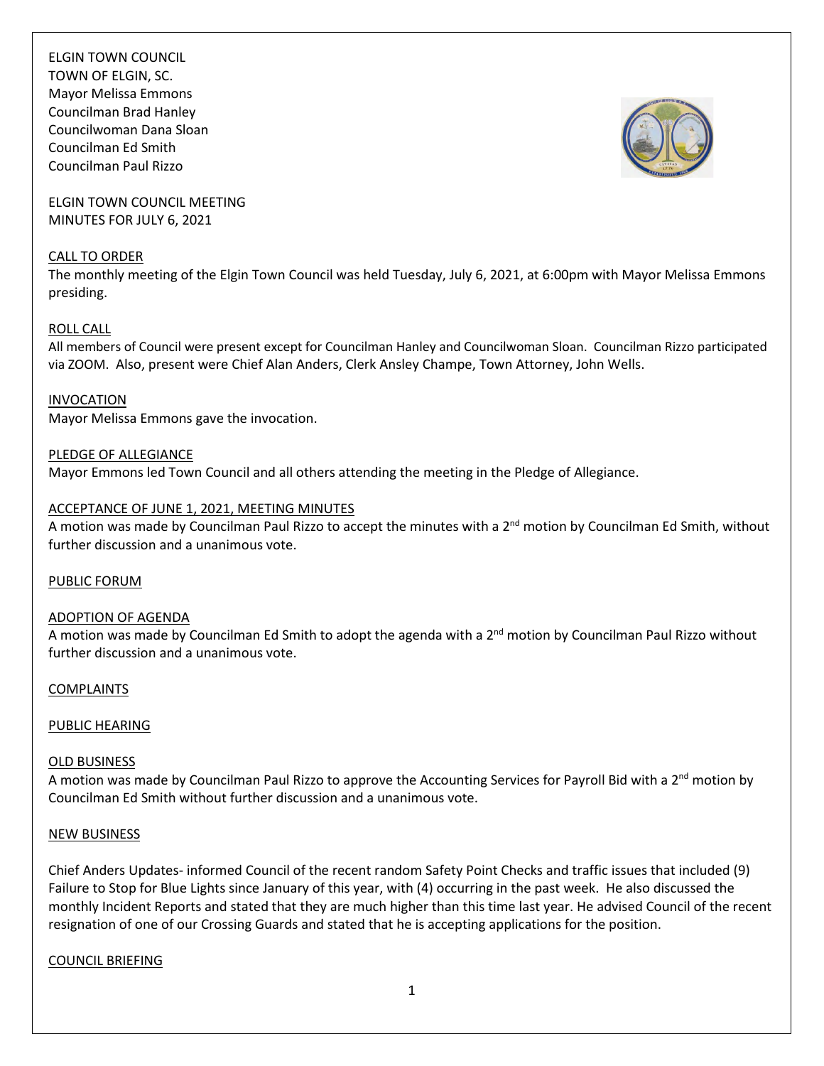ELGIN TOWN COUNCIL
TOWN OF ELGIN, SC.
Mayor Melissa Emmons
Councilman Brad Hanley
Councilwoman Dana Sloan
Councilman Ed Smith
Councilman Paul Rizzo

ELGIN TOWN COUNCIL MEETING
MINUTES FOR JULY 6, 2021

CALL TO ORDER

The monthly meeting of the Elgin Town Council was held Tuesday, July 6, 2021, at 6:00pm with Mayor Melissa Emmons presiding.

ROLL CALL

All members of Council were present except for Councilman Hanley and Councilwoman Sloan. Councilman Rizzo participated via ZOOM. Also, present were Chief Alan Anders, Clerk Ansley Champe, Town Attorney, John Wells.

INVOCATION

Mayor Melissa Emmons gave the invocation.

PLEDGE OF ALLEGIANCE

Mayor Emmons led Town Council and all others attending the meeting in the Pledge of Allegiance.

ACCEPTANCE OF JUNE 1, 2021, MEETING MINUTES

A motion was made by Councilman Paul Rizzo to accept the minutes with a 2nd motion by Councilman Ed Smith, without further discussion and a unanimous vote.

PUBLIC FORUM

ADOPTION OF AGENDA

A motion was made by Councilman Ed Smith to adopt the agenda with a 2nd motion by Councilman Paul Rizzo without further discussion and a unanimous vote.

COMPLAINTS

PUBLIC HEARING

OLD BUSINESS

A motion was made by Councilman Paul Rizzo to approve the Accounting Services for Payroll Bid with a 2nd motion by Councilman Ed Smith without further discussion and a unanimous vote.

NEW BUSINESS

Chief Anders Updates- informed Council of the recent random Safety Point Checks and traffic issues that included (9) Failure to Stop for Blue Lights since January of this year, with (4) occurring in the past week. He also discussed the monthly Incident Reports and stated that they are much higher than this time last year. He advised Council of the recent resignation of one of our Crossing Guards and stated that he is accepting applications for the position.

COUNCIL BRIEFING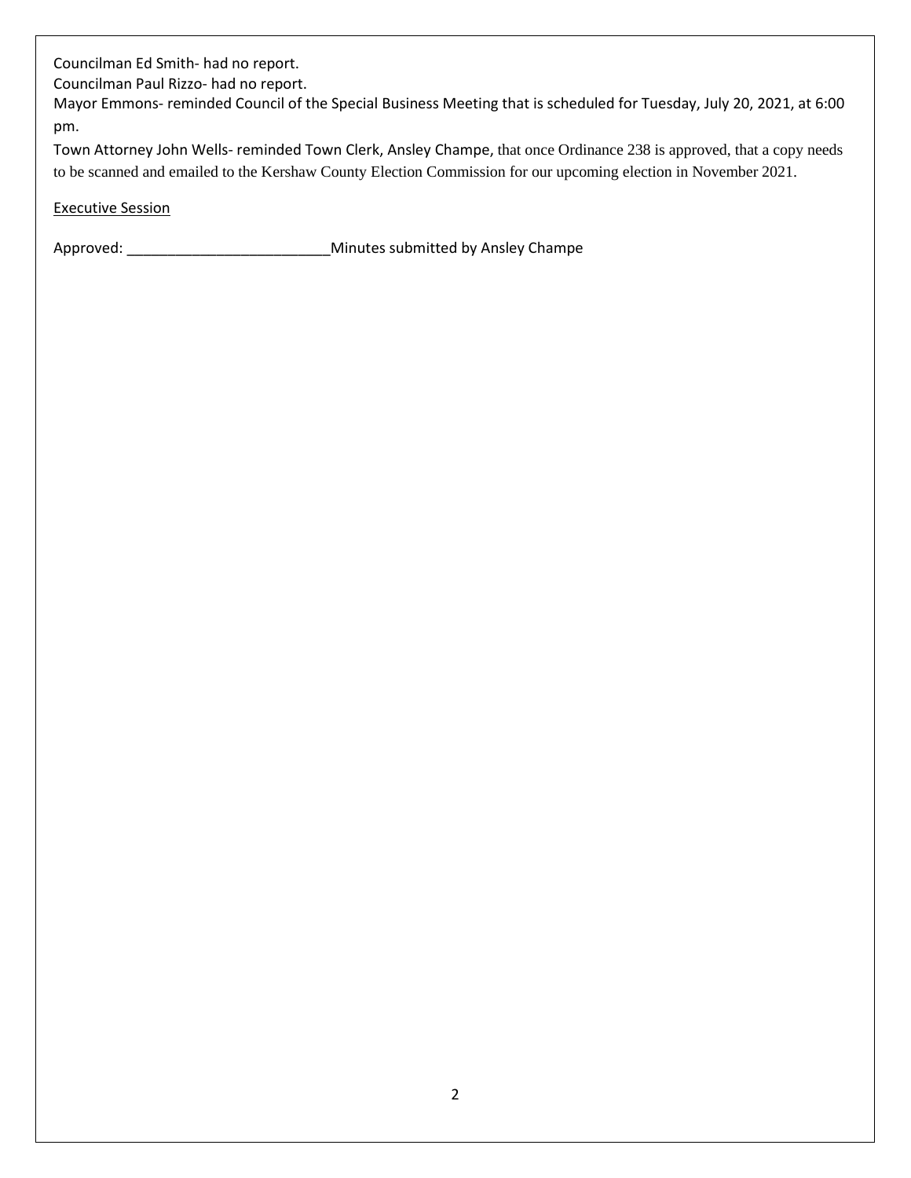Councilman Ed Smith- had no report.

Councilman Paul Rizzo- had no report.

Mayor Emmons- reminded Council of the Special Business Meeting that is scheduled for Tuesday, July 20, 2021, at 6:00 pm.

Town Attorney John Wells- reminded Town Clerk, Ansley Champe, that once Ordinance 238 is approved, that a copy needs to be scanned and emailed to the Kershaw County Election Commission for our upcoming election in November 2021.

<u>Executive Session</u>

Approved: _________________________Minutes submitted by Ansley Champe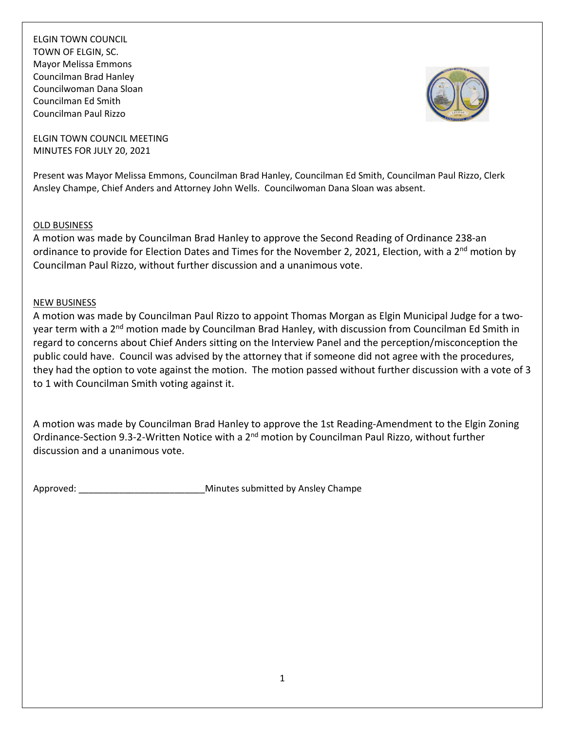ELGIN TOWN COUNCIL
TOWN OF ELGIN, SC.
Mayor Melissa Emmons
Councilman Brad Hanley
Councilwoman Dana Sloan
Councilman Ed Smith
Councilman Paul Rizzo

ELGIN TOWN COUNCIL MEETING
MINUTES FOR JULY 20, 2021

Present was Mayor Melissa Emmons, Councilman Brad Hanley, Councilman Ed Smith, Councilman Paul Rizzo, Clerk Ansley Champe, Chief Anders and Attorney John Wells. Councilwoman Dana Sloan was absent.

OLD BUSINESS

A motion was made by Councilman Brad Hanley to approve the Second Reading of Ordinance 238-an ordinance to provide for Election Dates and Times for the November 2, 2021, Election, with a 2nd motion by Councilman Paul Rizzo, without further discussion and a unanimous vote.

NEW BUSINESS

A motion was made by Councilman Paul Rizzo to appoint Thomas Morgan as Elgin Municipal Judge for a two-year term with a 2nd motion made by Councilman Brad Hanley, with discussion from Councilman Ed Smith in regard to concerns about Chief Anders sitting on the Interview Panel and the perception/misconception the public could have. Council was advised by the attorney that if someone did not agree with the procedures, they had the option to vote against the motion. The motion passed without further discussion with a vote of 3 to 1 with Councilman Smith voting against it.

A motion was made by Councilman Brad Hanley to approve the 1st Reading-Amendment to the Elgin Zoning Ordinance-Section 9.3-2-Written Notice with a 2nd motion by Councilman Paul Rizzo, without further discussion and a unanimous vote.

Approved: _________________________Minutes submitted by Ansley Champe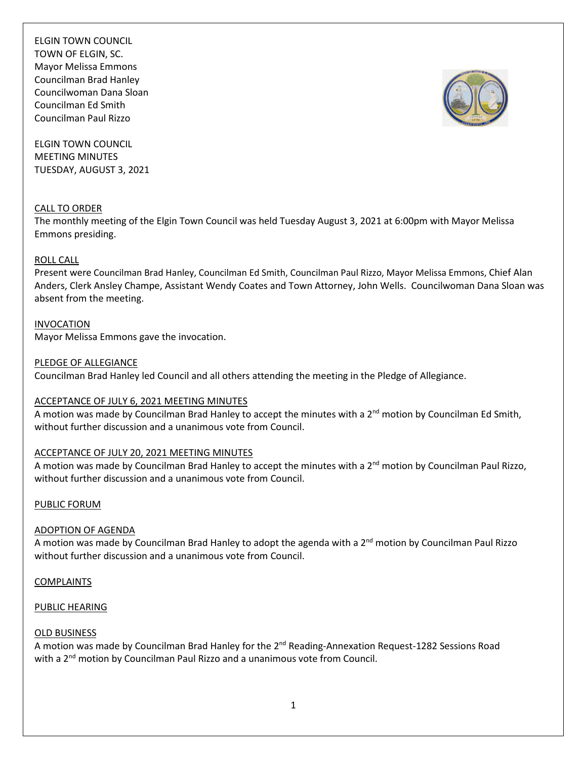ELGIN TOWN COUNCIL
TOWN OF ELGIN, SC.
Mayor Melissa Emmons
Councilman Brad Hanley
Councilwoman Dana Sloan
Councilman Ed Smith
Councilman Paul Rizzo

ELGIN TOWN COUNCIL
MEETING MINUTES
TUESDAY, AUGUST 3, 2021

CALL TO ORDER

The monthly meeting of the Elgin Town Council was held Tuesday August 3, 2021 at 6:00pm with Mayor Melissa Emmons presiding.

ROLL CALL

Present were Councilman Brad Hanley, Councilman Ed Smith, Councilman Paul Rizzo, Mayor Melissa Emmons, Chief Alan Anders, Clerk Ansley Champe, Assistant Wendy Coates and Town Attorney, John Wells. Councilwoman Dana Sloan was absent from the meeting.

INVOCATION

Mayor Melissa Emmons gave the invocation.

PLEDGE OF ALLEGIANCE

Councilman Brad Hanley led Council and all others attending the meeting in the Pledge of Allegiance.

ACCEPTANCE OF JULY 6, 2021 MEETING MINUTES

A motion was made by Councilman Brad Hanley to accept the minutes with a 2nd motion by Councilman Ed Smith, without further discussion and a unanimous vote from Council.

ACCEPTANCE OF JULY 20, 2021 MEETING MINUTES

A motion was made by Councilman Brad Hanley to accept the minutes with a 2nd motion by Councilman Paul Rizzo, without further discussion and a unanimous vote from Council.

PUBLIC FORUM

ADOPTION OF AGENDA

A motion was made by Councilman Brad Hanley to adopt the agenda with a 2nd motion by Councilman Paul Rizzo without further discussion and a unanimous vote from Council.

COMPLAINTS

PUBLIC HEARING

OLD BUSINESS

A motion was made by Councilman Brad Hanley for the 2nd Reading-Annexation Request-1282 Sessions Road with a 2nd motion by Councilman Paul Rizzo and a unanimous vote from Council.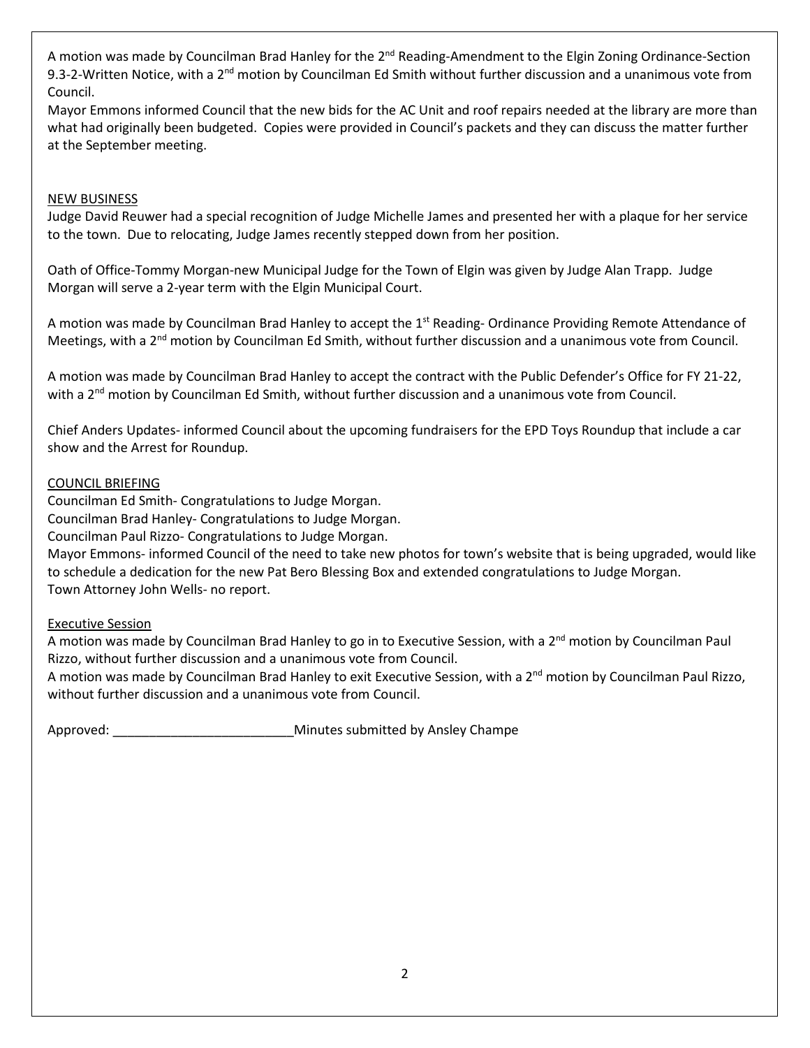A motion was made by Councilman Brad Hanley for the 2nd Reading-Amendment to the Elgin Zoning Ordinance-Section 9.3-2-Written Notice, with a 2nd motion by Councilman Ed Smith without further discussion and a unanimous vote from Council.

Mayor Emmons informed Council that the new bids for the AC Unit and roof repairs needed at the library are more than what had originally been budgeted. Copies were provided in Council's packets and they can discuss the matter further at the September meeting.

NEW BUSINESS

Judge David Reuwer had a special recognition of Judge Michelle James and presented her with a plaque for her service to the town. Due to relocating, Judge James recently stepped down from her position.

Oath of Office-Tommy Morgan-new Municipal Judge for the Town of Elgin was given by Judge Alan Trapp. Judge Morgan will serve a 2-year term with the Elgin Municipal Court.

A motion was made by Councilman Brad Hanley to accept the 1st Reading- Ordinance Providing Remote Attendance of Meetings, with a 2nd motion by Councilman Ed Smith, without further discussion and a unanimous vote from Council.

A motion was made by Councilman Brad Hanley to accept the contract with the Public Defender's Office for FY 21-22, with a 2nd motion by Councilman Ed Smith, without further discussion and a unanimous vote from Council.

Chief Anders Updates- informed Council about the upcoming fundraisers for the EPD Toys Roundup that include a car show and the Arrest for Roundup.

COUNCIL BRIEFING

Councilman Ed Smith- Congratulations to Judge Morgan.
Councilman Brad Hanley- Congratulations to Judge Morgan.
Councilman Paul Rizzo- Congratulations to Judge Morgan.
Mayor Emmons- informed Council of the need to take new photos for town's website that is being upgraded, would like to schedule a dedication for the new Pat Bero Blessing Box and extended congratulations to Judge Morgan.
Town Attorney John Wells- no report.

Executive Session

A motion was made by Councilman Brad Hanley to go in to Executive Session, with a 2nd motion by Councilman Paul Rizzo, without further discussion and a unanimous vote from Council.
A motion was made by Councilman Brad Hanley to exit Executive Session, with a 2nd motion by Councilman Paul Rizzo, without further discussion and a unanimous vote from Council.

Approved: _________________________ Minutes submitted by Ansley Champe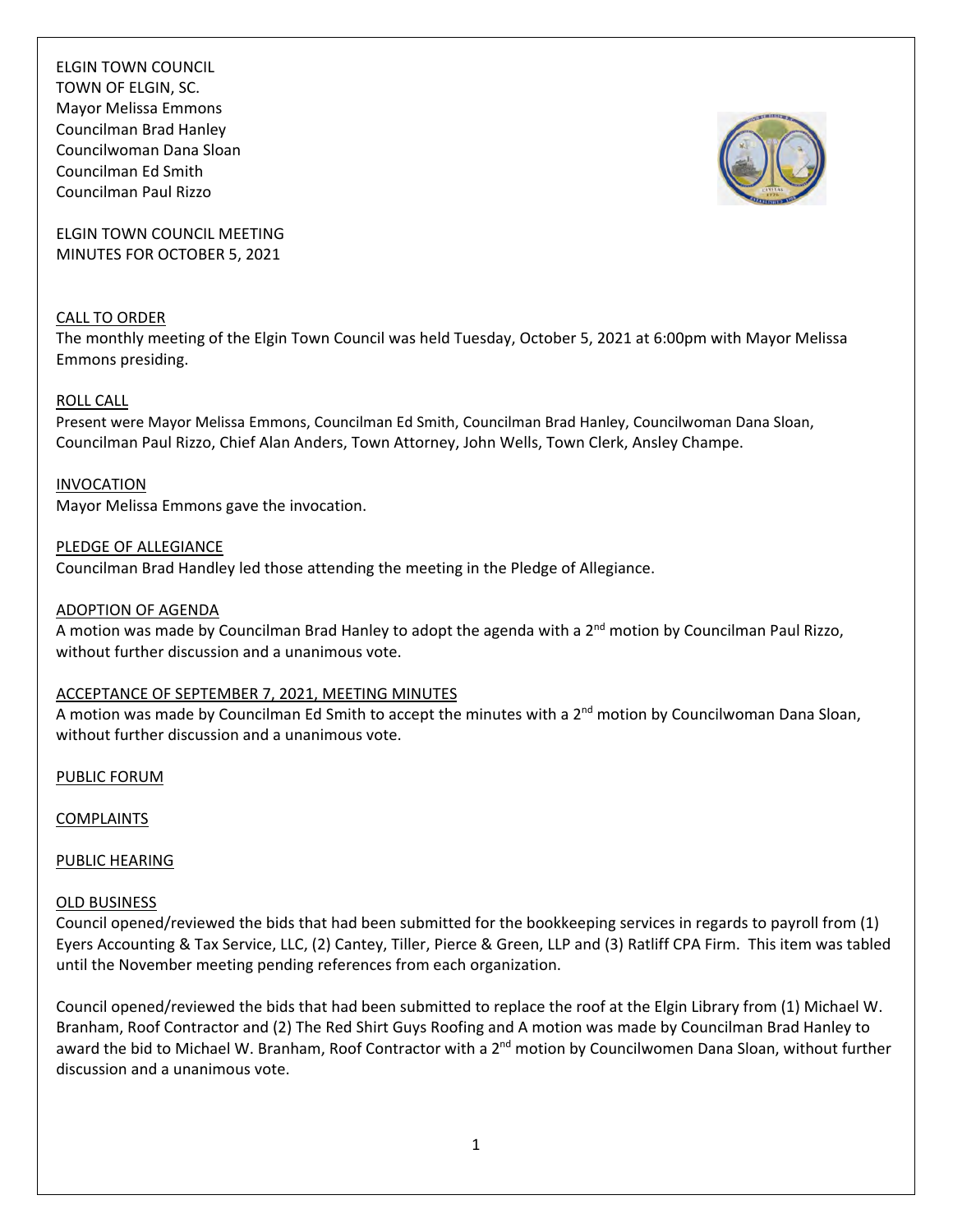ELGIN TOWN COUNCIL
TOWN OF ELGIN, SC.
Mayor Melissa Emmons
Councilman Brad Hanley
Councilwoman Dana Sloan
Councilman Ed Smith
Councilman Paul Rizzo

ELGIN TOWN COUNCIL MEETING
MINUTES FOR OCTOBER 5, 2021

CALL TO ORDER

The monthly meeting of the Elgin Town Council was held Tuesday, October 5, 2021 at 6:00pm with Mayor Melissa Emmons presiding.

ROLL CALL

Present were Mayor Melissa Emmons, Councilman Ed Smith, Councilman Brad Hanley, Councilwoman Dana Sloan, Councilman Paul Rizzo, Chief Alan Anders, Town Attorney, John Wells, Town Clerk, Ansley Champe.

INVOCATION

Mayor Melissa Emmons gave the invocation.

PLEDGE OF ALLEGIANCE

Councilman Brad Handley led those attending the meeting in the Pledge of Allegiance.

ADOPTION OF AGENDA

A motion was made by Councilman Brad Hanley to adopt the agenda with a 2nd motion by Councilman Paul Rizzo, without further discussion and a unanimous vote.

ACCEPTANCE OF SEPTEMBER 7, 2021, MEETING MINUTES

A motion was made by Councilman Ed Smith to accept the minutes with a 2nd motion by Councilwoman Dana Sloan, without further discussion and a unanimous vote.

PUBLIC FORUM

COMPLAINTS

PUBLIC HEARING

OLD BUSINESS

Council opened/reviewed the bids that had been submitted for the bookkeeping services in regards to payroll from (1) Eyers Accounting & Tax Service, LLC, (2) Cantey, Tiller, Pierce & Green, LLP and (3) Ratliff CPA Firm. This item was tabled until the November meeting pending references from each organization.

Council opened/reviewed the bids that had been submitted to replace the roof at the Elgin Library from (1) Michael W. Branham, Roof Contractor and (2) The Red Shirt Guys Roofing and A motion was made by Councilman Brad Hanley to award the bid to Michael W. Branham, Roof Contractor with a 2nd motion by Councilwomen Dana Sloan, without further discussion and a unanimous vote.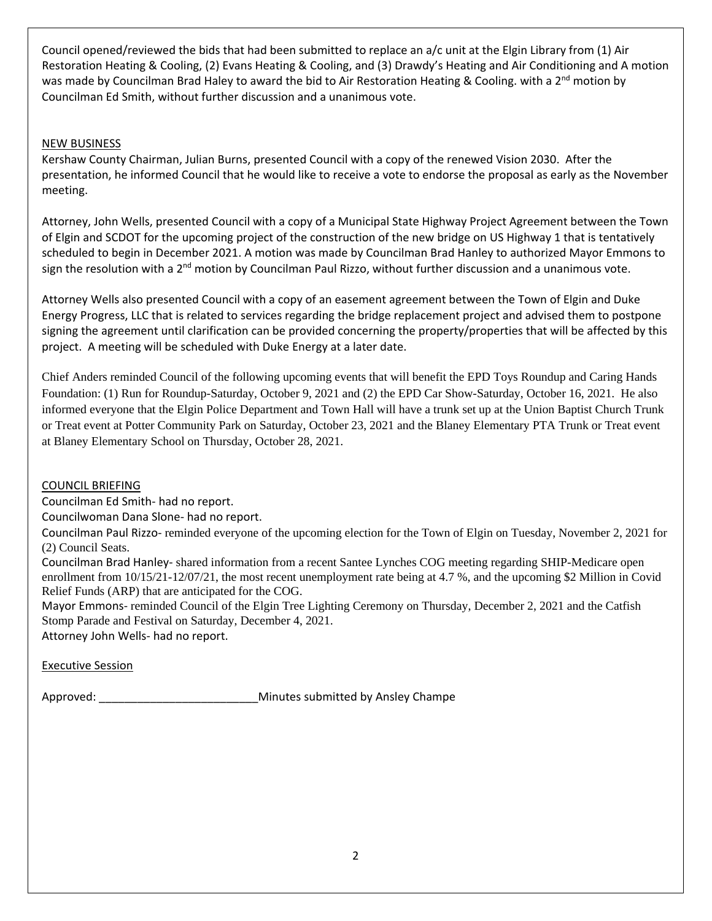Council opened/reviewed the bids that had been submitted to replace an a/c unit at the Elgin Library from (1) Air Restoration Heating & Cooling, (2) Evans Heating & Cooling, and (3) Drawdy's Heating and Air Conditioning and A motion was made by Councilman Brad Haley to award the bid to Air Restoration Heating & Cooling. with a 2nd motion by Councilman Ed Smith, without further discussion and a unanimous vote.

NEW BUSINESS

Kershaw County Chairman, Julian Burns, presented Council with a copy of the renewed Vision 2030. After the presentation, he informed Council that he would like to receive a vote to endorse the proposal as early as the November meeting.

Attorney, John Wells, presented Council with a copy of a Municipal State Highway Project Agreement between the Town of Elgin and SCDOT for the upcoming project of the construction of the new bridge on US Highway 1 that is tentatively scheduled to begin in December 2021. A motion was made by Councilman Brad Hanley to authorized Mayor Emmons to sign the resolution with a 2nd motion by Councilman Paul Rizzo, without further discussion and a unanimous vote.

Attorney Wells also presented Council with a copy of an easement agreement between the Town of Elgin and Duke Energy Progress, LLC that is related to services regarding the bridge replacement project and advised them to postpone signing the agreement until clarification can be provided concerning the property/properties that will be affected by this project. A meeting will be scheduled with Duke Energy at a later date.

Chief Anders reminded Council of the following upcoming events that will benefit the EPD Toys Roundup and Caring Hands Foundation: (1) Run for Roundup-Saturday, October 9, 2021 and (2) the EPD Car Show-Saturday, October 16, 2021. He also informed everyone that the Elgin Police Department and Town Hall will have a trunk set up at the Union Baptist Church Trunk or Treat event at Potter Community Park on Saturday, October 23, 2021 and the Blaney Elementary PTA Trunk or Treat event at Blaney Elementary School on Thursday, October 28, 2021.

COUNCIL BRIEFING

Councilman Ed Smith- had no report.

Councilwoman Dana Slone- had no report.

Councilman Paul Rizzo- reminded everyone of the upcoming election for the Town of Elgin on Tuesday, November 2, 2021 for (2) Council Seats.

Councilman Brad Hanley- shared information from a recent Santee Lynches COG meeting regarding SHIP-Medicare open enrollment from 10/15/21-12/07/21, the most recent unemployment rate being at 4.7 %, and the upcoming $2 Million in Covid Relief Funds (ARP) that are anticipated for the COG.

Mayor Emmons- reminded Council of the Elgin Tree Lighting Ceremony on Thursday, December 2, 2021 and the Catfish Stomp Parade and Festival on Saturday, December 4, 2021.

Attorney John Wells- had no report.

Executive Session

Approved: _________________________Minutes submitted by Ansley Champe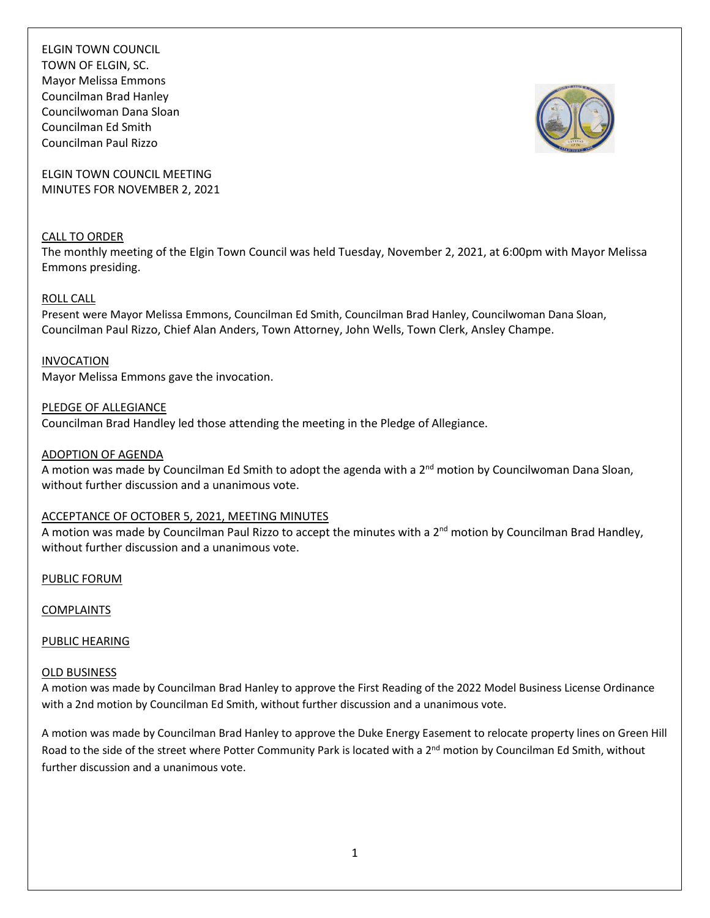ELGIN TOWN COUNCIL
TOWN OF ELGIN, SC.
Mayor Melissa Emmons
Councilman Brad Hanley
Councilwoman Dana Sloan
Councilman Ed Smith
Councilman Paul Rizzo

ELGIN TOWN COUNCIL MEETING
MINUTES FOR NOVEMBER 2, 2021

CALL TO ORDER

The monthly meeting of the Elgin Town Council was held Tuesday, November 2, 2021, at 6:00pm with Mayor Melissa Emmons presiding.

ROLL CALL

Present were Mayor Melissa Emmons, Councilman Ed Smith, Councilman Brad Hanley, Councilwoman Dana Sloan, Councilman Paul Rizzo, Chief Alan Anders, Town Attorney, John Wells, Town Clerk, Ansley Champe.

INVOCATION

Mayor Melissa Emmons gave the invocation.

PLEDGE OF ALLEGIANCE

Councilman Brad Handley led those attending the meeting in the Pledge of Allegiance.

ADOPTION OF AGENDA

A motion was made by Councilman Ed Smith to adopt the agenda with a 2nd motion by Councilwoman Dana Sloan, without further discussion and a unanimous vote.

ACCEPTANCE OF OCTOBER 5, 2021, MEETING MINUTES

A motion was made by Councilman Paul Rizzo to accept the minutes with a 2nd motion by Councilman Brad Handley, without further discussion and a unanimous vote.

PUBLIC FORUM

COMPLAINTS

PUBLIC HEARING

OLD BUSINESS

A motion was made by Councilman Brad Hanley to approve the First Reading of the 2022 Model Business License Ordinance with a 2nd motion by Councilman Ed Smith, without further discussion and a unanimous vote.

A motion was made by Councilman Brad Hanley to approve the Duke Energy Easement to relocate property lines on Green Hill Road to the side of the street where Potter Community Park is located with a 2nd motion by Councilman Ed Smith, without further discussion and a unanimous vote.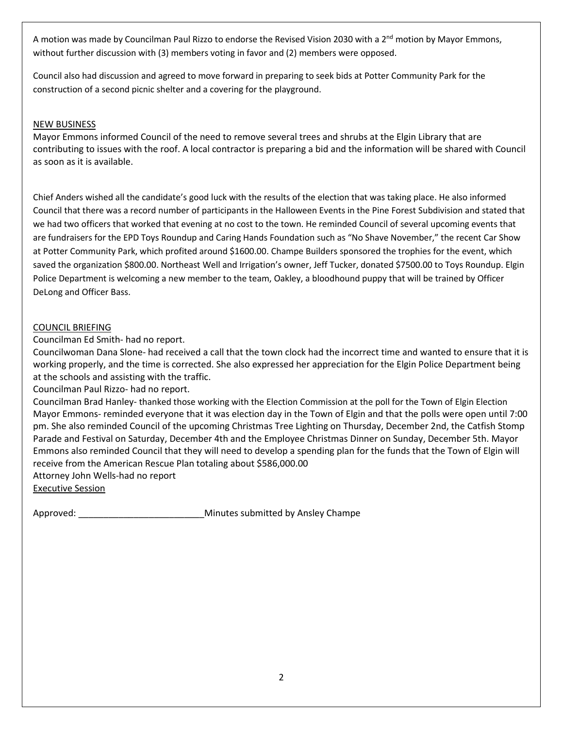A motion was made by Councilman Paul Rizzo to endorse the Revised Vision 2030 with a 2nd motion by Mayor Emmons, without further discussion with (3) members voting in favor and (2) members were opposed.

Council also had discussion and agreed to move forward in preparing to seek bids at Potter Community Park for the construction of a second picnic shelter and a covering for the playground.

NEW BUSINESS

Mayor Emmons informed Council of the need to remove several trees and shrubs at the Elgin Library that are contributing to issues with the roof. A local contractor is preparing a bid and the information will be shared with Council as soon as it is available.

Chief Anders wished all the candidate's good luck with the results of the election that was taking place. He also informed Council that there was a record number of participants in the Halloween Events in the Pine Forest Subdivision and stated that we had two officers that worked that evening at no cost to the town. He reminded Council of several upcoming events that are fundraisers for the EPD Toys Roundup and Caring Hands Foundation such as "No Shave November," the recent Car Show at Potter Community Park, which profited around $1600.00. Champe Builders sponsored the trophies for the event, which saved the organization $800.00. Northeast Well and Irrigation's owner, Jeff Tucker, donated $7500.00 to Toys Roundup. Elgin Police Department is welcoming a new member to the team, Oakley, a bloodhound puppy that will be trained by Officer DeLong and Officer Bass.

COUNCIL BRIEFING

Councilman Ed Smith- had no report.

Councilwoman Dana Slone- had received a call that the town clock had the incorrect time and wanted to ensure that it is working properly, and the time is corrected. She also expressed her appreciation for the Elgin Police Department being at the schools and assisting with the traffic.

Councilman Paul Rizzo- had no report.

Councilman Brad Hanley- thanked those working with the Election Commission at the poll for the Town of Elgin Election

Mayor Emmons- reminded everyone that it was election day in the Town of Elgin and that the polls were open until 7:00 pm. She also reminded Council of the upcoming Christmas Tree Lighting on Thursday, December 2nd, the Catfish Stomp Parade and Festival on Saturday, December 4th and the Employee Christmas Dinner on Sunday, December 5th. Mayor Emmons also reminded Council that they will need to develop a spending plan for the funds that the Town of Elgin will receive from the American Rescue Plan totaling about $586,000.00

Attorney John Wells-had no report

Executive Session

Approved: _________________________ Minutes submitted by Ansley Champe